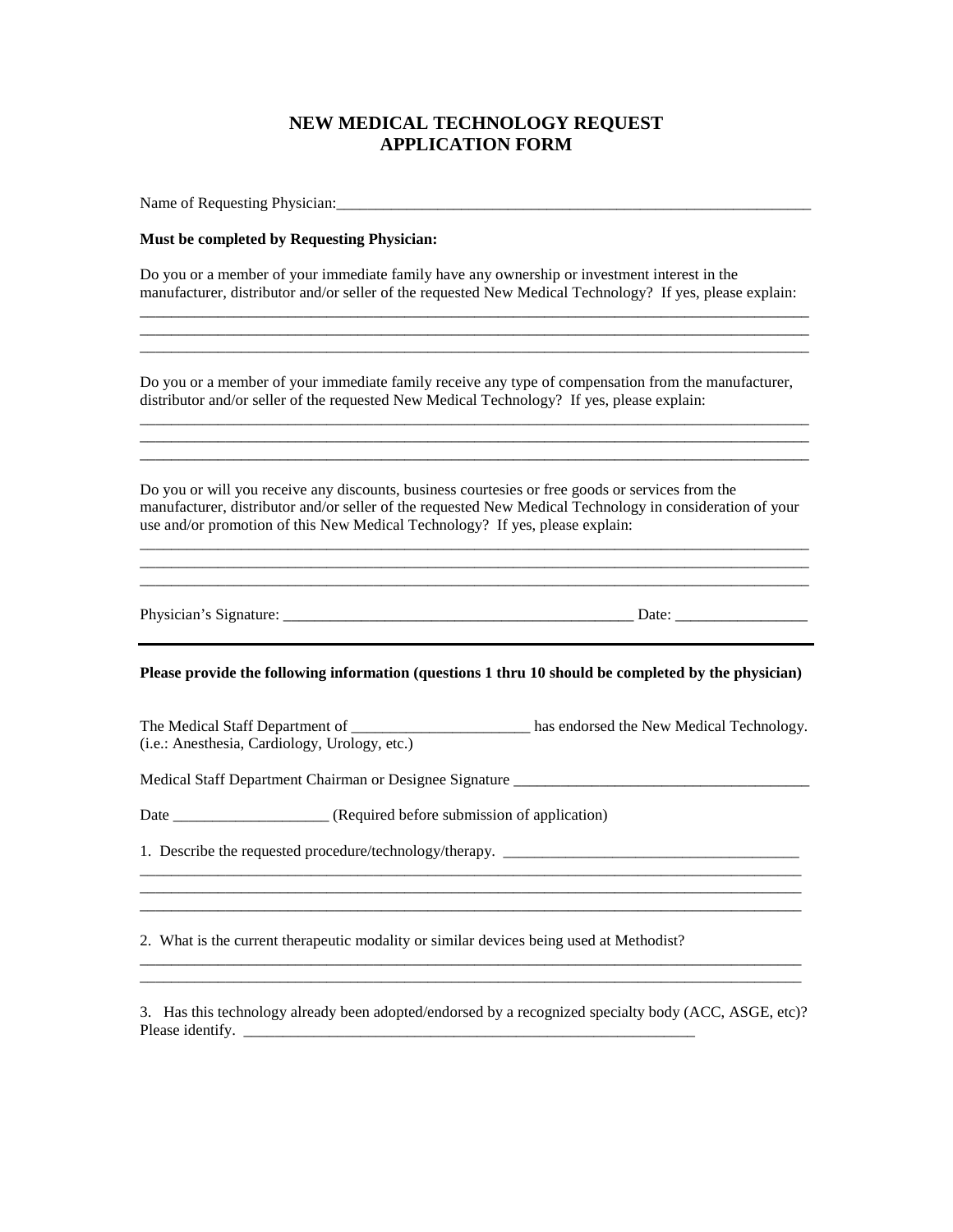# NEW MEDICAL TECHNOLOGY REQUEST
# APPLICATION FORM

Name of Requesting Physician:_______________________________________________________________

**Must be completed by Requesting Physician:**

Do you or a member of your immediate family have any ownership or investment interest in the manufacturer, distributor and/or seller of the requested New Medical Technology? If yes, please explain:

_____________________________________________________________________________________
_____________________________________________________________________________________
_____________________________________________________________________________________

Do you or a member of your immediate family receive any type of compensation from the manufacturer, distributor and/or seller of the requested New Medical Technology? If yes, please explain:

_____________________________________________________________________________________
_____________________________________________________________________________________
_____________________________________________________________________________________

Do you or will you receive any discounts, business courtesies or free goods or services from the manufacturer, distributor and/or seller of the requested New Medical Technology in consideration of your use and/or promotion of this New Medical Technology? If yes, please explain:

_____________________________________________________________________________________
_____________________________________________________________________________________
_____________________________________________________________________________________

Physician's Signature: _____________________________________________ Date: _________________

---

**Please provide the following information (questions 1 thru 10 should be completed by the physician)**

The Medical Staff Department of _______________________ has endorsed the New Medical Technology.
(i.e.: Anesthesia, Cardiology, Urology, etc.)

Medical Staff Department Chairman or Designee Signature ______________________________________

Date ____________________ (Required before submission of application)

1. Describe the requested procedure/technology/therapy. ______________________________________
_____________________________________________________________________________________
_____________________________________________________________________________________
_____________________________________________________________________________________

2. What is the current therapeutic modality or similar devices being used at Methodist?
_____________________________________________________________________________________
_____________________________________________________________________________________

3. Has this technology already been adopted/endorsed by a recognized specialty body (ACC, ASGE, etc)? Please identify. _____________________________________________________________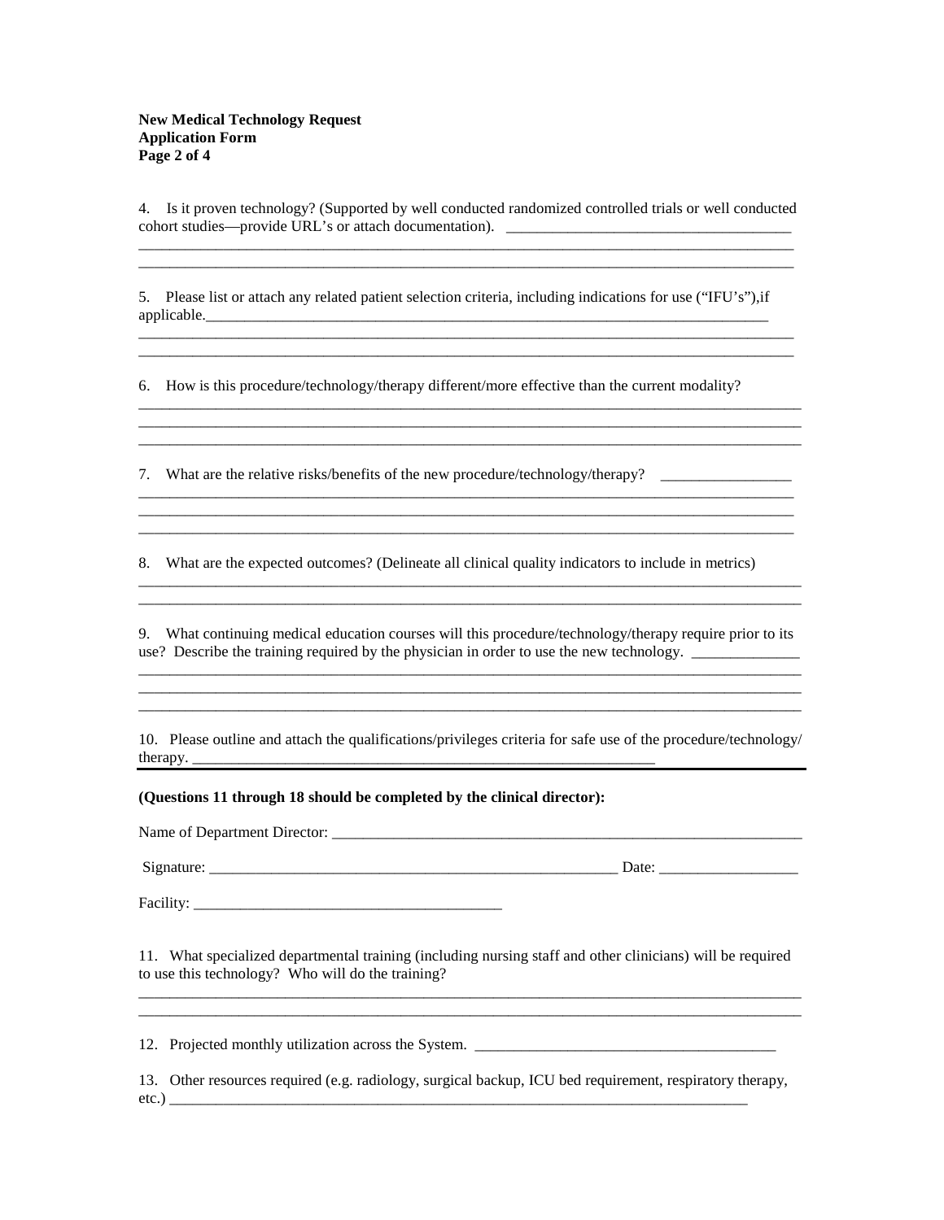**New Medical Technology Request**
**Application Form**

4. Is it proven technology? (Supported by well conducted randomized controlled trials or well conducted cohort studies—provide URL's or attach documentation). ___________________________________
_____________________________________________________________________________________
_____________________________________________________________________________________

5. Please list or attach any related patient selection criteria, including indications for use ("IFU's"),if applicable.___________________________________________________________________________
_____________________________________________________________________________________
_____________________________________________________________________________________

6. How is this procedure/technology/therapy different/more effective than the current modality?
_____________________________________________________________________________________
_____________________________________________________________________________________
_____________________________________________________________________________________

7. What are the relative risks/benefits of the new procedure/technology/therapy? ________________
_____________________________________________________________________________________
_____________________________________________________________________________________
_____________________________________________________________________________________

8. What are the expected outcomes? (Delineate all clinical quality indicators to include in metrics)
_____________________________________________________________________________________
_____________________________________________________________________________________

9. What continuing medical education courses will this procedure/technology/therapy require prior to its use? Describe the training required by the physician in order to use the new technology. _____________
_____________________________________________________________________________________
_____________________________________________________________________________________
_____________________________________________________________________________________

10. Please outline and attach the qualifications/privileges criteria for safe use of the procedure/technology/ therapy. ____________________________________________________________

---

**(Questions 11 through 18 should be completed by the clinical director):**

Name of Department Director: _____________________________________________________________

Signature: ____________________________________________________ Date: _________________

Facility: _______________________________________

11. What specialized departmental training (including nursing staff and other clinicians) will be required to use this technology? Who will do the training?
_____________________________________________________________________________________
_____________________________________________________________________________________

12. Projected monthly utilization across the System. _______________________________________

13. Other resources required (e.g. radiology, surgical backup, ICU bed requirement, respiratory therapy, etc.) __________________________________________________________________________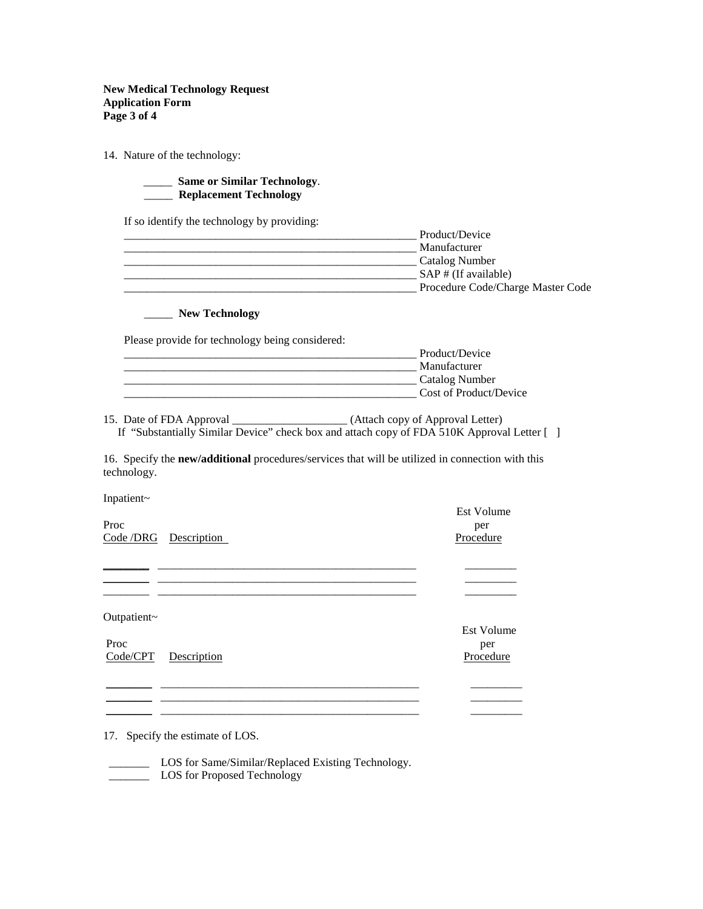**New Medical Technology Request**
**Application Form**

14. Nature of the technology:

_____ **Same or Similar Technology**.
_____ **Replacement Technology**

If so identify the technology by providing:

_____________________________________________________ Product/Device
_____________________________________________________ Manufacturer
_____________________________________________________ Catalog Number
_____________________________________________________ SAP # (If available)
_____________________________________________________ Procedure Code/Charge Master Code

_____ **New Technology**

Please provide for technology being considered:

_____________________________________________________ Product/Device
_____________________________________________________ Manufacturer
_____________________________________________________ Catalog Number
_____________________________________________________ Cost of Product/Device

15. Date of FDA Approval ____________________ (Attach copy of Approval Letter)
If "Substantially Similar Device" check box and attach copy of FDA 510K Approval Letter [ ]

16. Specify the **new/additional** procedures/services that will be utilized in connection with this technology.

Inpatient~

| Proc Code /DRG | Description | Est Volume per Procedure |
|---|---|---|
| ________ | _____________________________________________ | _________ |
| ________ | _____________________________________________ | _________ |
| ________ | _____________________________________________ | _________ |

Outpatient~

| Proc Code/CPT | Description | Est Volume per Procedure |
|---|---|---|
| ________ | _____________________________________________ | _________ |
| ________ | _____________________________________________ | _________ |
| ________ | _____________________________________________ | _________ |

17. Specify the estimate of LOS.

_______ LOS for Same/Similar/Replaced Existing Technology.
_______ LOS for Proposed Technology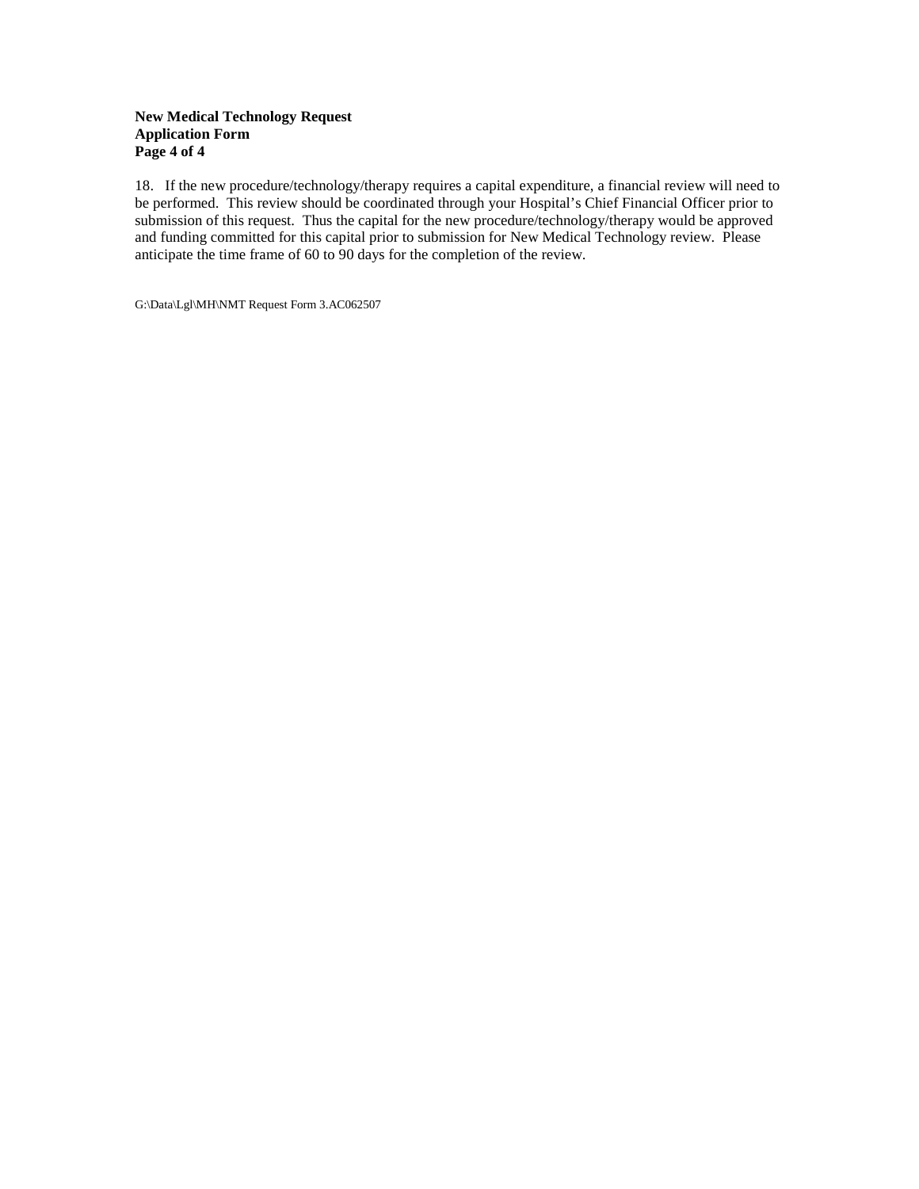**New Medical Technology Request**
**Application Form**

18. If the new procedure/technology/therapy requires a capital expenditure, a financial review will need to be performed. This review should be coordinated through your Hospital's Chief Financial Officer prior to submission of this request. Thus the capital for the new procedure/technology/therapy would be approved and funding committed for this capital prior to submission for New Medical Technology review. Please anticipate the time frame of 60 to 90 days for the completion of the review.

G:\Data\Lgl\MH\NMT Request Form 3.AC062507